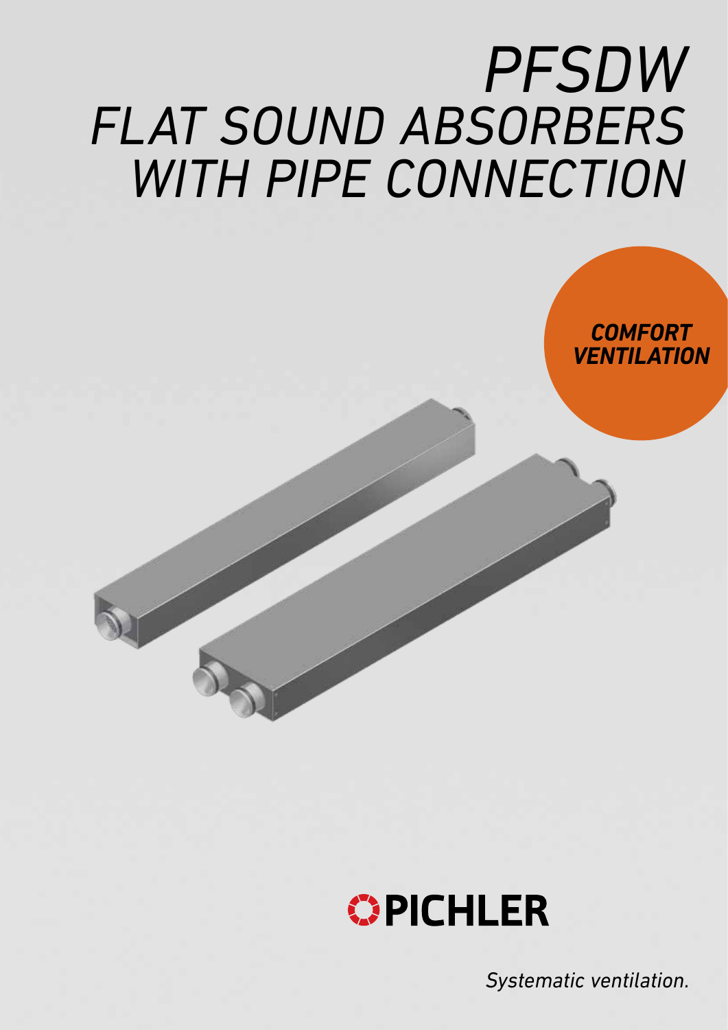# PFSDW
# FLAT SOUND ABSORBERS WITH PIPE CONNECTION

**COMFORT VENTILATION**

PICHLER

*Systematic ventilation.*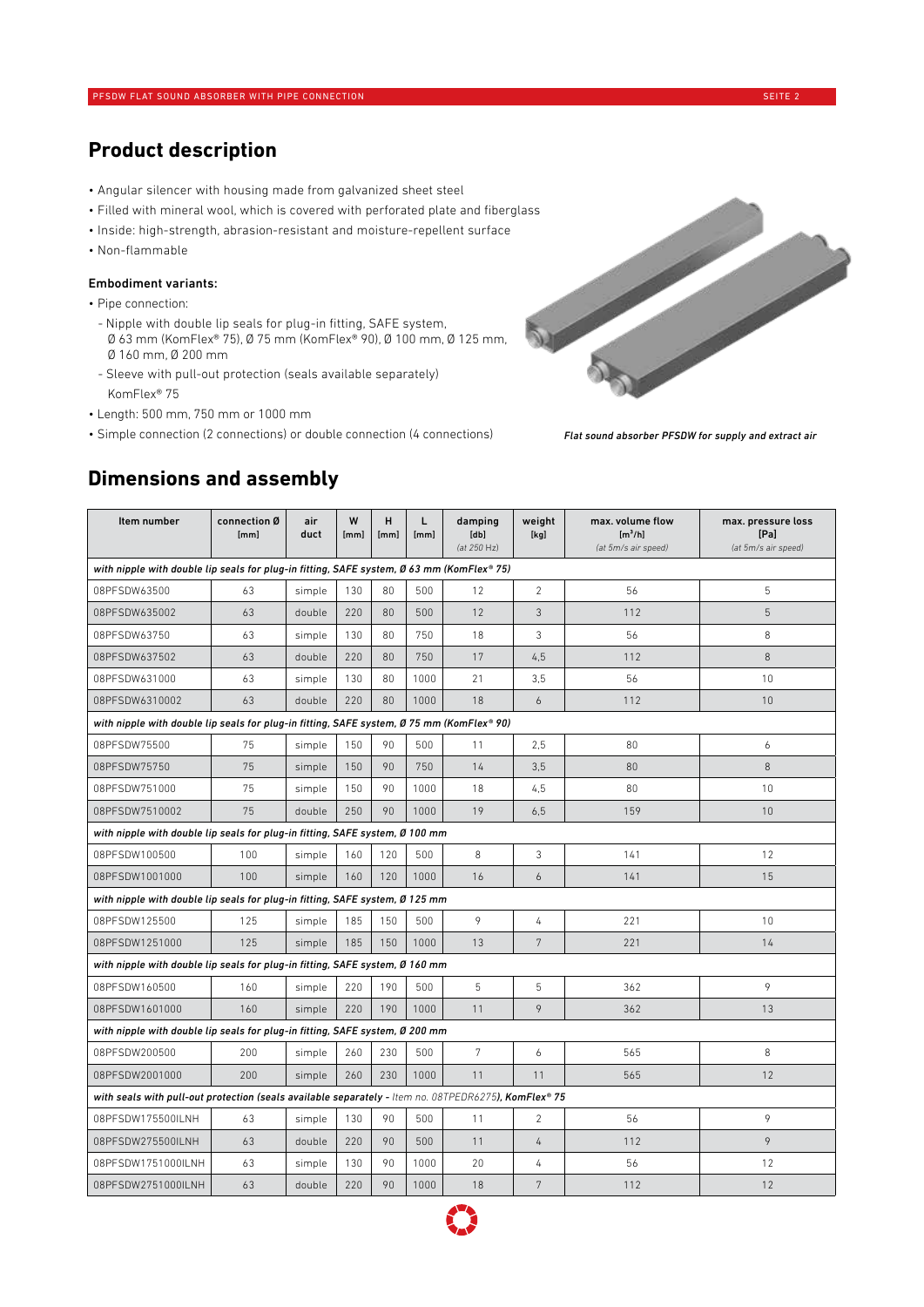## Product description

- Angular silencer with housing made from galvanized sheet steel
- Filled with mineral wool, which is covered with perforated plate and fiberglass
- Inside: high-strength, abrasion-resistant and moisture-repellent surface
- Non-flammable

**Embodiment variants:**

- Pipe connection:
  - Nipple with double lip seals for plug-in fitting, SAFE system, Ø 63 mm (KomFlex® 75), Ø 75 mm (KomFlex® 90), Ø 100 mm, Ø 125 mm, Ø 160 mm, Ø 200 mm
  - Sleeve with pull-out protection (seals available separately) KomFlex® 75
- Length: 500 mm, 750 mm or 1000 mm
- Simple connection (2 connections) or double connection (4 connections)

*Flat sound absorber PFSDW for supply and extract air*

## Dimensions and assembly

| Item number | connection Ø [mm] | air duct | W [mm] | H [mm] | L [mm] | damping [db] *(at 250 Hz)* | weight [kg] | max. volume flow [m³/h] *(at 5m/s air speed)* | max. pressure loss [Pa] *(at 5m/s air speed)* |
|---|---|---|---|---|---|---|---|---|---|
| *with nipple with double lip seals for plug-in fitting, SAFE system, Ø 63 mm (KomFlex® 75)* | | | | | | | | | |
| 08PFSDW63500 | 63 | simple | 130 | 80 | 500 | 12 | 2 | 56 | 5 |
| 08PFSDW635002 | 63 | double | 220 | 80 | 500 | 12 | 3 | 112 | 5 |
| 08PFSDW63750 | 63 | simple | 130 | 80 | 750 | 18 | 3 | 56 | 8 |
| 08PFSDW637502 | 63 | double | 220 | 80 | 750 | 17 | 4,5 | 112 | 8 |
| 08PFSDW631000 | 63 | simple | 130 | 80 | 1000 | 21 | 3,5 | 56 | 10 |
| 08PFSDW6310002 | 63 | double | 220 | 80 | 1000 | 18 | 6 | 112 | 10 |
| *with nipple with double lip seals for plug-in fitting, SAFE system, Ø 75 mm (KomFlex® 90)* | | | | | | | | | |
| 08PFSDW75500 | 75 | simple | 150 | 90 | 500 | 11 | 2,5 | 80 | 6 |
| 08PFSDW75750 | 75 | simple | 150 | 90 | 750 | 14 | 3,5 | 80 | 8 |
| 08PFSDW751000 | 75 | simple | 150 | 90 | 1000 | 18 | 4,5 | 80 | 10 |
| 08PFSDW7510002 | 75 | double | 250 | 90 | 1000 | 19 | 6,5 | 159 | 10 |
| *with nipple with double lip seals for plug-in fitting, SAFE system, Ø 100 mm* | | | | | | | | | |
| 08PFSDW100500 | 100 | simple | 160 | 120 | 500 | 8 | 3 | 141 | 12 |
| 08PFSDW1001000 | 100 | simple | 160 | 120 | 1000 | 16 | 6 | 141 | 15 |
| *with nipple with double lip seals for plug-in fitting, SAFE system, Ø 125 mm* | | | | | | | | | |
| 08PFSDW125500 | 125 | simple | 185 | 150 | 500 | 9 | 4 | 221 | 10 |
| 08PFSDW1251000 | 125 | simple | 185 | 150 | 1000 | 13 | 7 | 221 | 14 |
| *with nipple with double lip seals for plug-in fitting, SAFE system, Ø 160 mm* | | | | | | | | | |
| 08PFSDW160500 | 160 | simple | 220 | 190 | 500 | 5 | 5 | 362 | 9 |
| 08PFSDW1601000 | 160 | simple | 220 | 190 | 1000 | 11 | 9 | 362 | 13 |
| *with nipple with double lip seals for plug-in fitting, SAFE system, Ø 200 mm* | | | | | | | | | |
| 08PFSDW200500 | 200 | simple | 260 | 230 | 500 | 7 | 6 | 565 | 8 |
| 08PFSDW2001000 | 200 | simple | 260 | 230 | 1000 | 11 | 11 | 565 | 12 |
| *with seals with pull-out protection (seals available separately - Item no. 08TPEDR6275), KomFlex® 75* | | | | | | | | | |
| 08PFSDW175500ILNH | 63 | simple | 130 | 90 | 500 | 11 | 2 | 56 | 9 |
| 08PFSDW275500ILNH | 63 | double | 220 | 90 | 500 | 11 | 4 | 112 | 9 |
| 08PFSDW1751000ILNH | 63 | simple | 130 | 90 | 1000 | 20 | 4 | 56 | 12 |
| 08PFSDW2751000ILNH | 63 | double | 220 | 90 | 1000 | 18 | 7 | 112 | 12 |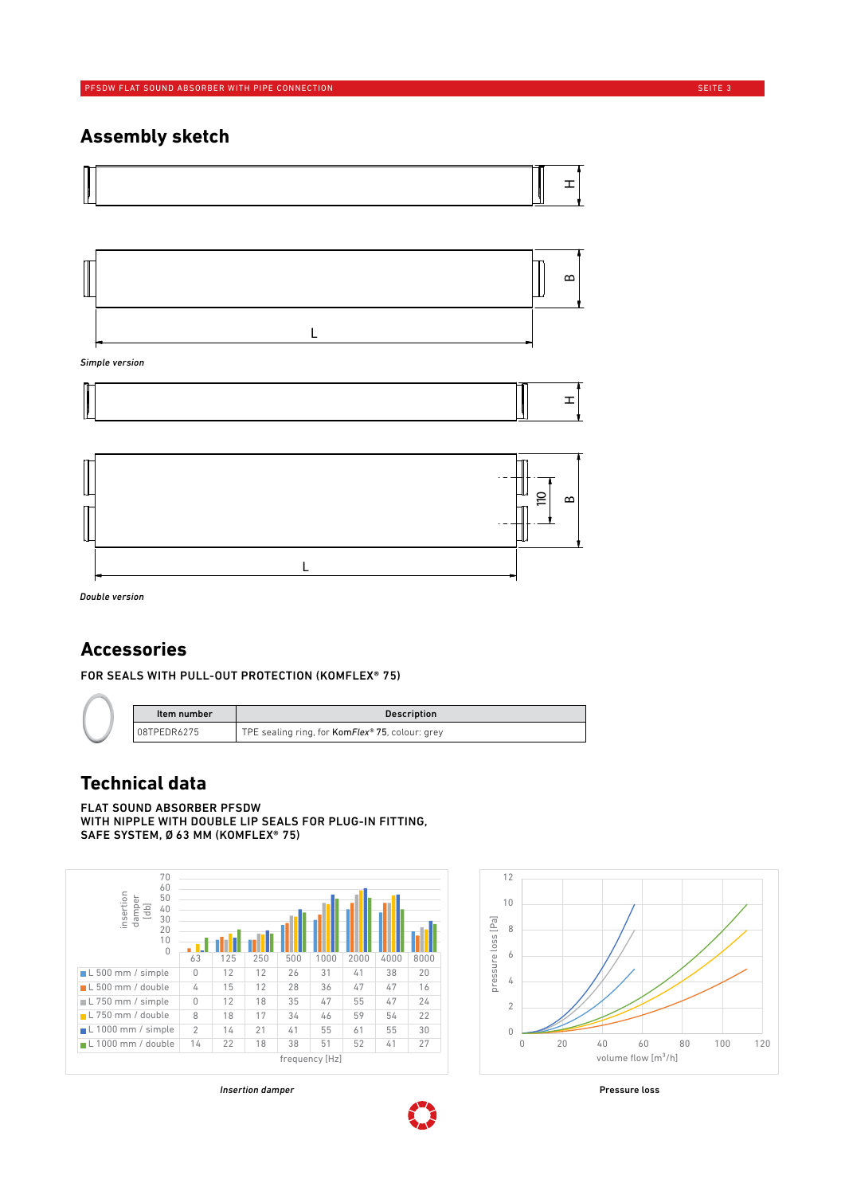## Assembly sketch

*Simple version*

*Double version*

## Accessories

FOR SEALS WITH PULL-OUT PROTECTION (KOMFLEX® 75)

| Item number | Description |
|---|---|
| 08TPEDR6275 | TPE sealing ring, for **KomFlex® 75**, colour: grey |

## Technical data

FLAT SOUND ABSORBER PFSDW
WITH NIPPLE WITH DOUBLE LIP SEALS FOR PLUG-IN FITTING,
SAFE SYSTEM, Ø 63 MM (KOMFLEX® 75)

| insertion damper [db] | 63 | 125 | 250 | 500 | 1000 | 2000 | 4000 | 8000 |
|---|---|---|---|---|---|---|---|---|
| L 500 mm / simple | 0 | 12 | 12 | 26 | 31 | 41 | 38 | 20 |
| L 500 mm / double | 4 | 15 | 12 | 28 | 36 | 47 | 47 | 16 |
| L 750 mm / simple | 0 | 12 | 18 | 35 | 47 | 55 | 47 | 24 |
| L 750 mm / double | 8 | 18 | 17 | 34 | 46 | 59 | 54 | 22 |
| L 1000 mm / simple | 2 | 14 | 21 | 41 | 55 | 61 | 55 | 30 |
| L 1000 mm / double | 14 | 22 | 18 | 38 | 51 | 52 | 41 | 27 |

frequency [Hz]

*Insertion damper*

**Pressure loss**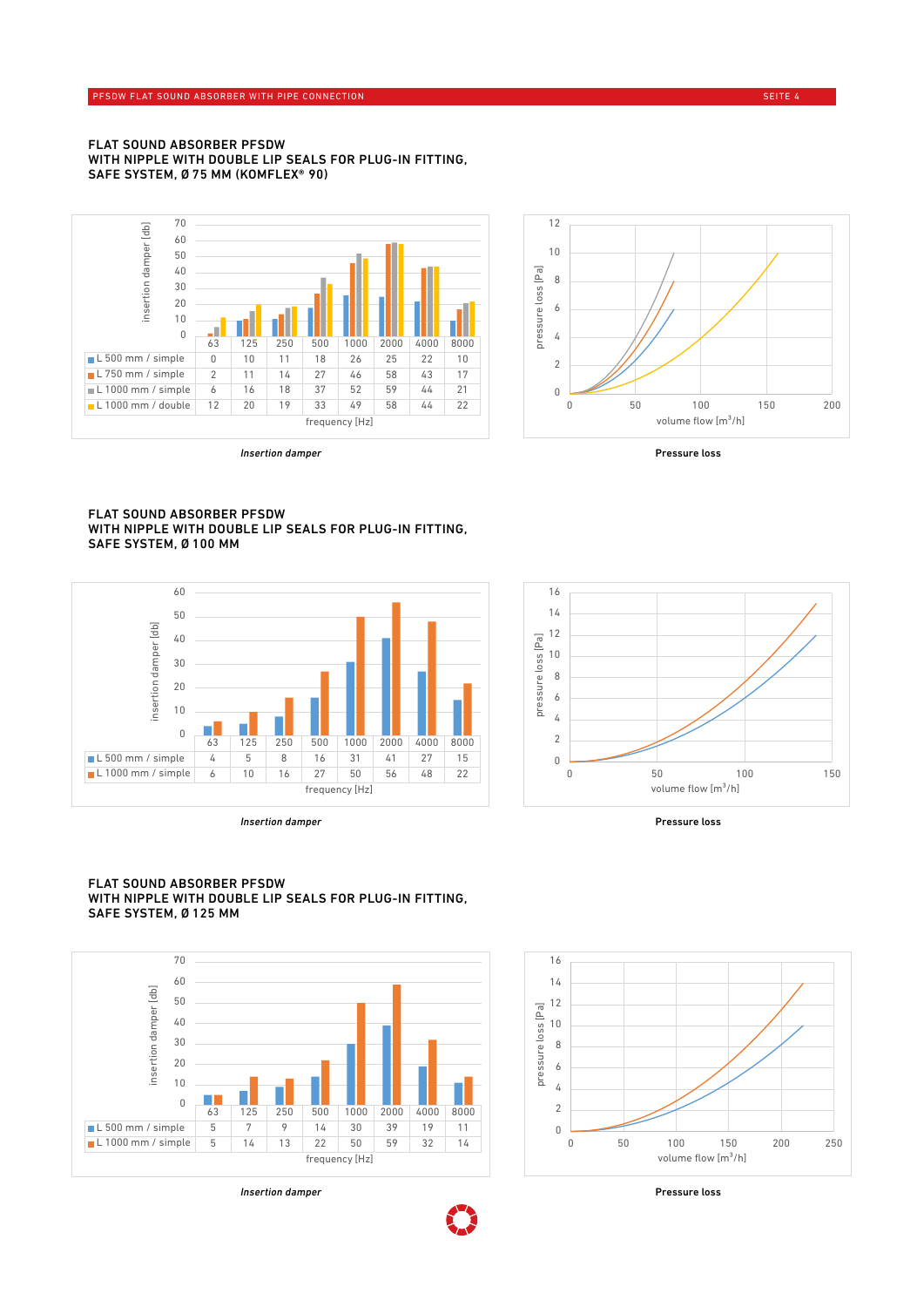## FLAT SOUND ABSORBER PFSDW WITH NIPPLE WITH DOUBLE LIP SEALS FOR PLUG-IN FITTING, SAFE SYSTEM, Ø 75 MM (KOMFLEX® 90)

| frequency [Hz] | 63 | 125 | 250 | 500 | 1000 | 2000 | 4000 | 8000 |
|---|---|---|---|---|---|---|---|---|
| L 500 mm / simple | 0 | 10 | 11 | 18 | 26 | 25 | 22 | 10 |
| L 750 mm / simple | 2 | 11 | 14 | 27 | 46 | 58 | 43 | 17 |
| L 1000 mm / simple | 6 | 16 | 18 | 37 | 52 | 59 | 44 | 21 |
| L 1000 mm / double | 12 | 20 | 19 | 33 | 49 | 58 | 44 | 22 |

*Insertion damper*

**Pressure loss**

## FLAT SOUND ABSORBER PFSDW WITH NIPPLE WITH DOUBLE LIP SEALS FOR PLUG-IN FITTING, SAFE SYSTEM, Ø 100 MM

| frequency [Hz] | 63 | 125 | 250 | 500 | 1000 | 2000 | 4000 | 8000 |
|---|---|---|---|---|---|---|---|---|
| L 500 mm / simple | 4 | 5 | 8 | 16 | 31 | 41 | 27 | 15 |
| L 1000 mm / simple | 6 | 10 | 16 | 27 | 50 | 56 | 48 | 22 |

*Insertion damper*

**Pressure loss**

## FLAT SOUND ABSORBER PFSDW WITH NIPPLE WITH DOUBLE LIP SEALS FOR PLUG-IN FITTING, SAFE SYSTEM, Ø 125 MM

| frequency [Hz] | 63 | 125 | 250 | 500 | 1000 | 2000 | 4000 | 8000 |
|---|---|---|---|---|---|---|---|---|
| L 500 mm / simple | 5 | 7 | 9 | 14 | 30 | 39 | 19 | 11 |
| L 1000 mm / simple | 5 | 14 | 13 | 22 | 50 | 59 | 32 | 14 |

*Insertion damper*

**Pressure loss**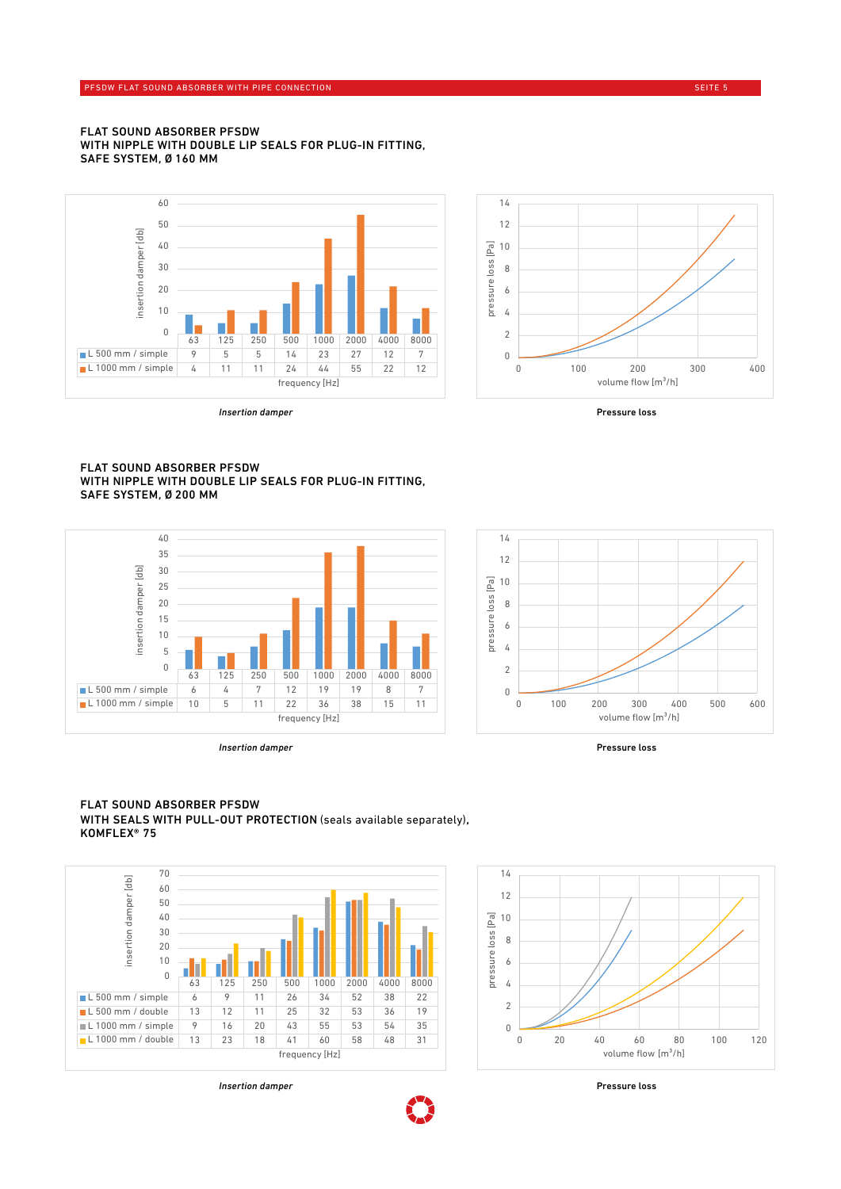## FLAT SOUND ABSORBER PFSDW WITH NIPPLE WITH DOUBLE LIP SEALS FOR PLUG-IN FITTING, SAFE SYSTEM, Ø 160 MM

insertion damper [db]

| frequency [Hz] | 63 | 125 | 250 | 500 | 1000 | 2000 | 4000 | 8000 |
|---|---|---|---|---|---|---|---|---|
| L 500 mm / simple | 9 | 5 | 5 | 14 | 23 | 27 | 12 | 7 |
| L 1000 mm / simple | 4 | 11 | 11 | 24 | 44 | 55 | 22 | 12 |

*Insertion damper*

**Pressure loss**

## FLAT SOUND ABSORBER PFSDW WITH NIPPLE WITH DOUBLE LIP SEALS FOR PLUG-IN FITTING, SAFE SYSTEM, Ø 200 MM

insertion damper [db]

| frequency [Hz] | 63 | 125 | 250 | 500 | 1000 | 2000 | 4000 | 8000 |
|---|---|---|---|---|---|---|---|---|
| L 500 mm / simple | 6 | 4 | 7 | 12 | 19 | 19 | 8 | 7 |
| L 1000 mm / simple | 10 | 5 | 11 | 22 | 36 | 38 | 15 | 11 |

*Insertion damper*

**Pressure loss**

## FLAT SOUND ABSORBER PFSDW WITH SEALS WITH PULL-OUT PROTECTION (seals available separately), KOMFLEX® 75

insertion damper [db]

| frequency [Hz] | 63 | 125 | 250 | 500 | 1000 | 2000 | 4000 | 8000 |
|---|---|---|---|---|---|---|---|---|
| L 500 mm / simple | 6 | 9 | 11 | 26 | 34 | 52 | 38 | 22 |
| L 500 mm / double | 13 | 12 | 11 | 25 | 32 | 53 | 36 | 19 |
| L 1000 mm / simple | 9 | 16 | 20 | 43 | 55 | 53 | 54 | 35 |
| L 1000 mm / double | 13 | 23 | 18 | 41 | 60 | 58 | 48 | 31 |

*Insertion damper*

**Pressure loss**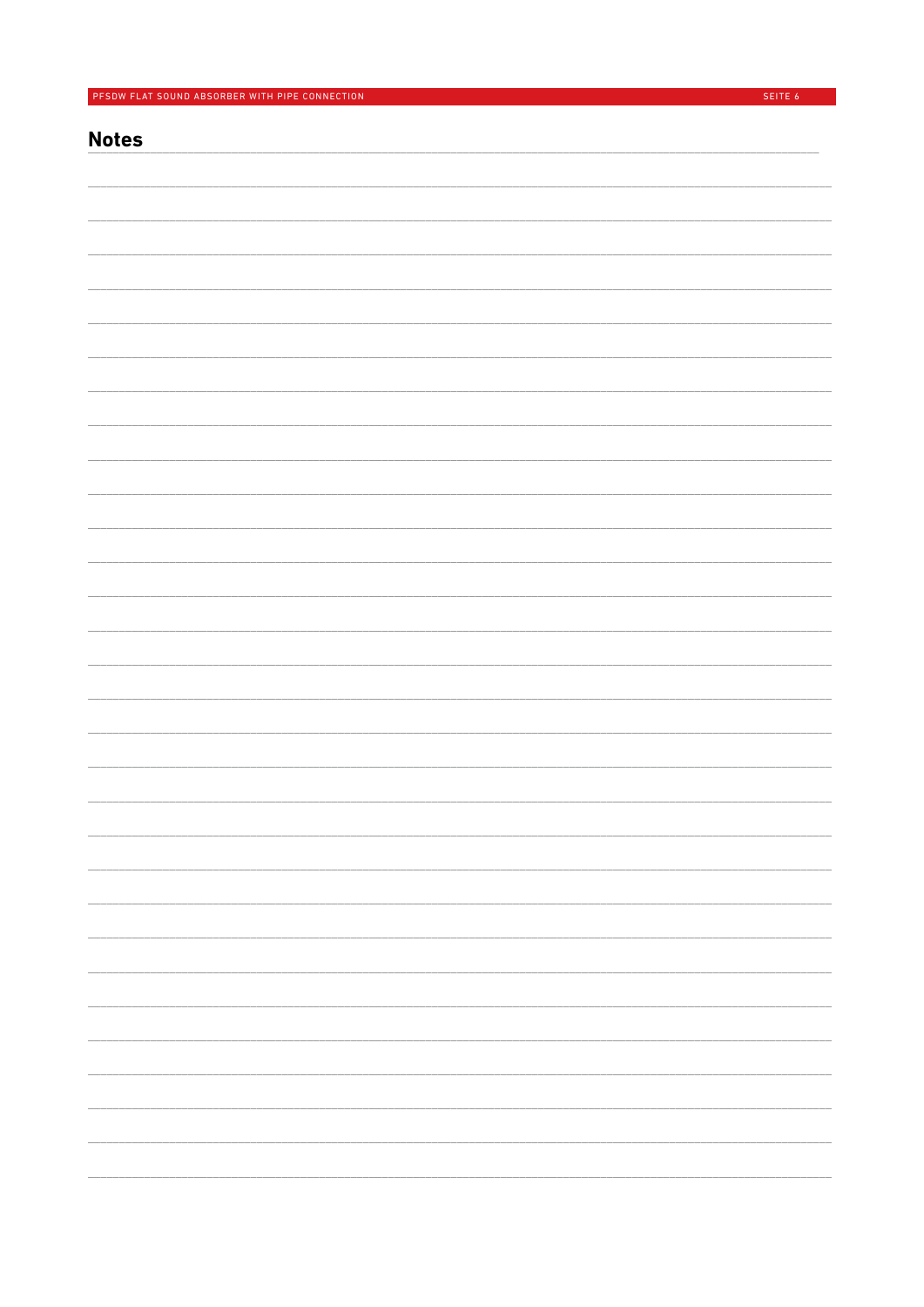## Notes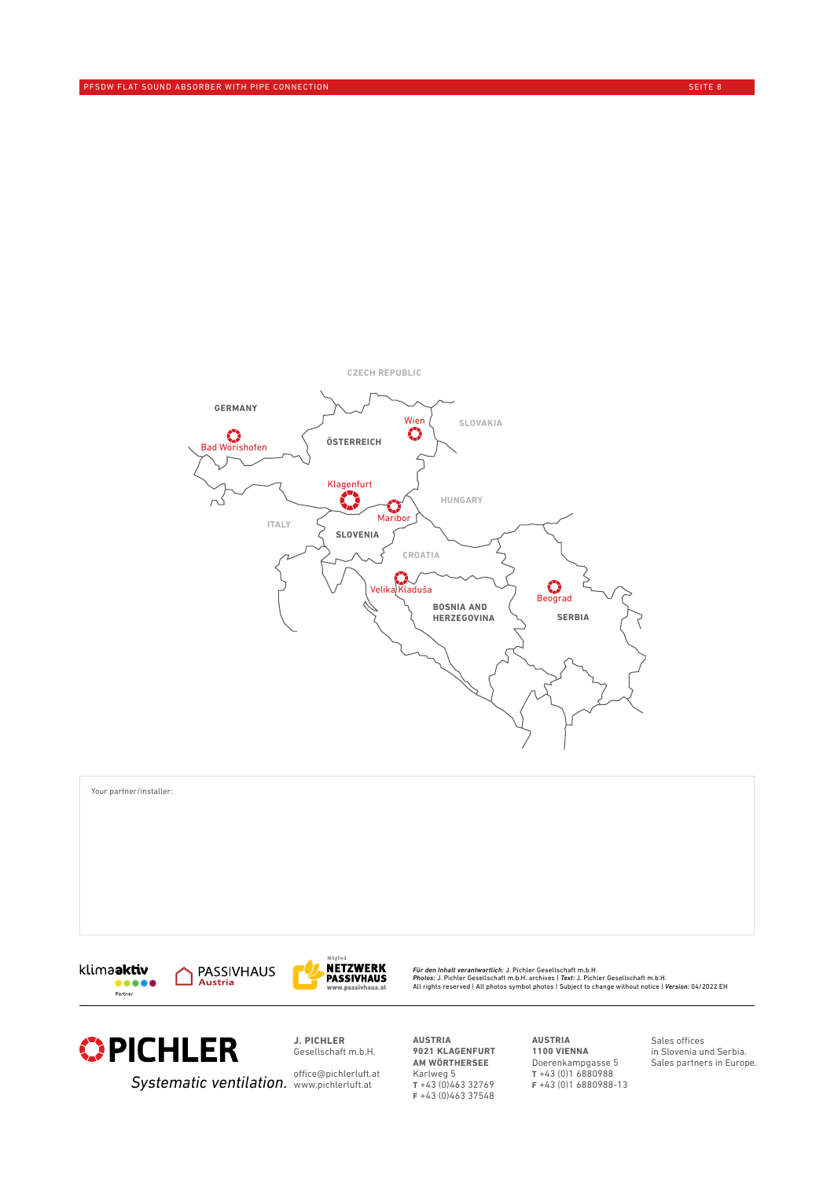CZECH REPUBLIC

GERMANY

Bad Wörishofen

ÖSTERREICH

Wien

SLOVAKIA

Klagenfurt

Maribor

HUNGARY

ITALY

SLOVENIA

CROATIA

Velika Kladuša

BOSNIA AND HERZEGOVINA

Beograd

SERBIA

Your partner/installer:

klimaaktiv Partner

PASSIVHAUS Austria

Mitglied NETZWERK PASSIVHAUS www.passivhaus.at

***Für den Inhalt verantwortlich:*** J. Pichler Gesellschaft m.b.H.
***Photos:*** J. Pichler Gesellschaft m.b.H. archives | ***Text:*** J. Pichler Gesellschaft m.b.H.
All rights reserved | All photos symbol photos | Subject to change without notice | ***Version:*** 04/2022 EH

**PICHLER**
*Systematic ventilation.*

**J. PICHLER**
Gesellschaft m.b.H.

office@pichlerluft.at
www.pichlerluft.at

**AUSTRIA**
**9021 KLAGENFURT AM WÖRTHERSEE**
Karlweg 5
**T** +43 (0)463 32769
**F** +43 (0)463 37548

**AUSTRIA**
**1100 VIENNA**
Doerenkampgasse 5
**T** +43 (0)1 6880988
**F** +43 (0)1 6880988-13

Sales offices
in Slovenia und Serbia.
Sales partners in Europe.